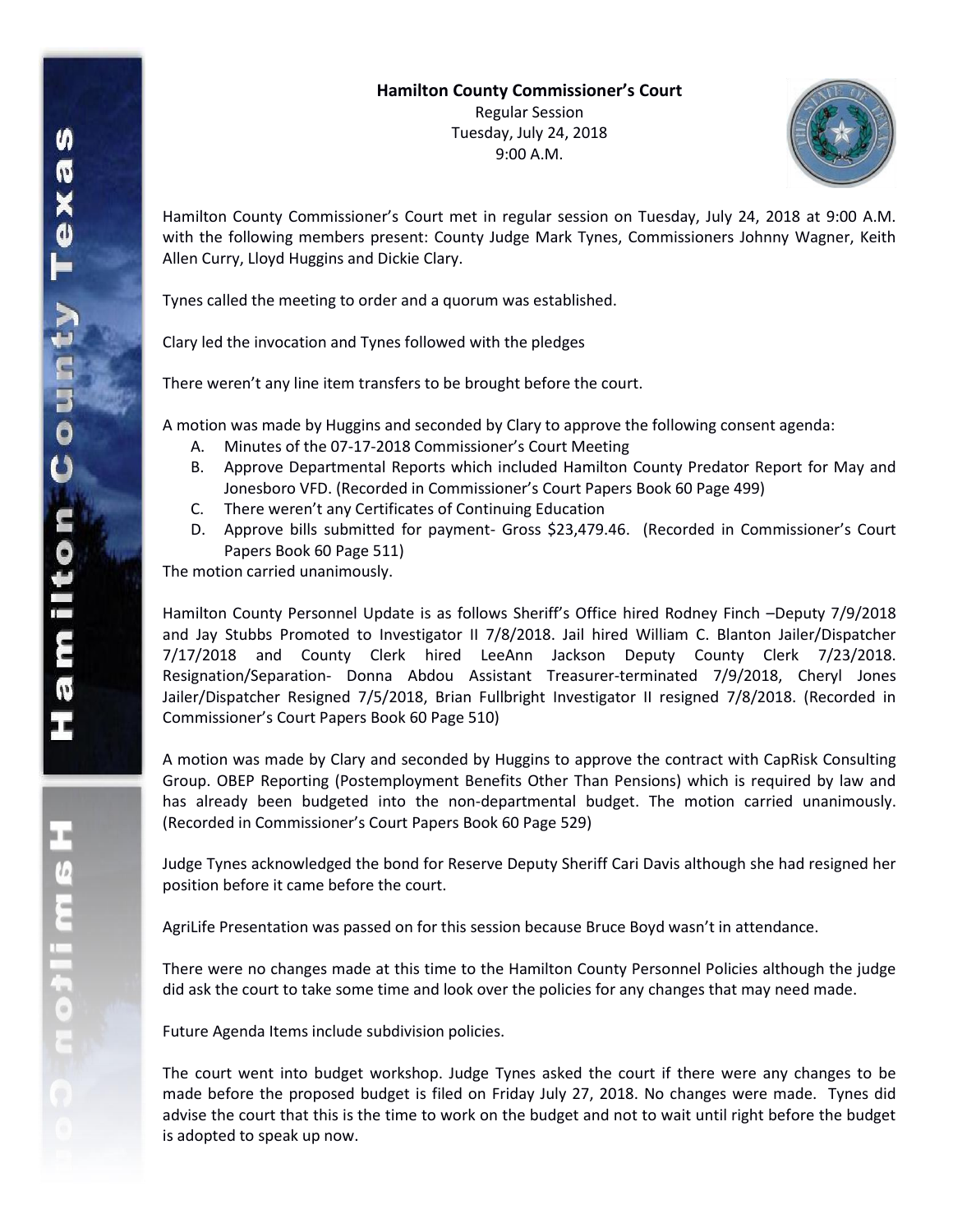**Hamilton County Commissioner's Court**

Regular Session

Tuesday, July 24, 2018

9:00 A.M.

Hamilton County Commissioner's Court met in regular session on Tuesday, July 24, 2018 at 9:00 A.M. with the following members present: County Judge Mark Tynes, Commissioners Johnny Wagner, Keith Allen Curry, Lloyd Huggins and Dickie Clary.

Tynes called the meeting to order and a quorum was established.

Clary led the invocation and Tynes followed with the pledges

There weren't any line item transfers to be brought before the court.

A motion was made by Huggins and seconded by Clary to approve the following consent agenda:

A. Minutes of the 07-17-2018 Commissioner's Court Meeting
B. Approve Departmental Reports which included Hamilton County Predator Report for May and Jonesboro VFD. (Recorded in Commissioner's Court Papers Book 60 Page 499)
C. There weren't any Certificates of Continuing Education
D. Approve bills submitted for payment- Gross $23,479.46. (Recorded in Commissioner's Court Papers Book 60 Page 511)

The motion carried unanimously.

Hamilton County Personnel Update is as follows Sheriff's Office hired Rodney Finch –Deputy 7/9/2018 and Jay Stubbs Promoted to Investigator II 7/8/2018. Jail hired William C. Blanton Jailer/Dispatcher 7/17/2018 and County Clerk hired LeeAnn Jackson Deputy County Clerk 7/23/2018. Resignation/Separation- Donna Abdou Assistant Treasurer-terminated 7/9/2018, Cheryl Jones Jailer/Dispatcher Resigned 7/5/2018, Brian Fullbright Investigator II resigned 7/8/2018. (Recorded in Commissioner's Court Papers Book 60 Page 510)

A motion was made by Clary and seconded by Huggins to approve the contract with CapRisk Consulting Group. OBEP Reporting (Postemployment Benefits Other Than Pensions) which is required by law and has already been budgeted into the non-departmental budget. The motion carried unanimously. (Recorded in Commissioner's Court Papers Book 60 Page 529)

Judge Tynes acknowledged the bond for Reserve Deputy Sheriff Cari Davis although she had resigned her position before it came before the court.

AgriLife Presentation was passed on for this session because Bruce Boyd wasn't in attendance.

There were no changes made at this time to the Hamilton County Personnel Policies although the judge did ask the court to take some time and look over the policies for any changes that may need made.

Future Agenda Items include subdivision policies.

The court went into budget workshop. Judge Tynes asked the court if there were any changes to be made before the proposed budget is filed on Friday July 27, 2018. No changes were made. Tynes did advise the court that this is the time to work on the budget and not to wait until right before the budget is adopted to speak up now.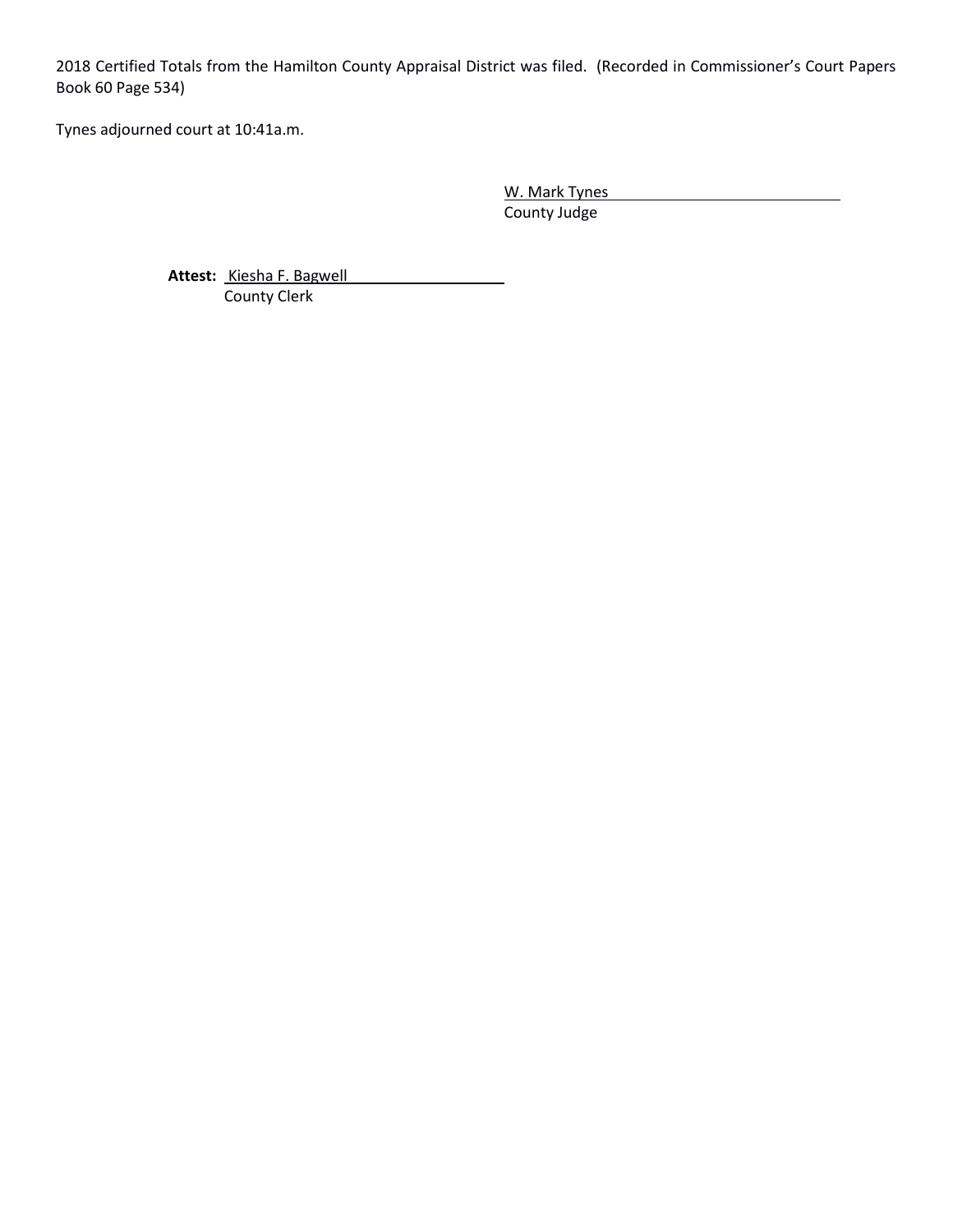2018 Certified Totals from the Hamilton County Appraisal District was filed. (Recorded in Commissioner's Court Papers Book 60 Page 534)

Tynes adjourned court at 10:41a.m.

W. Mark Tynes
County Judge

**Attest:** Kiesha F. Bagwell
County Clerk